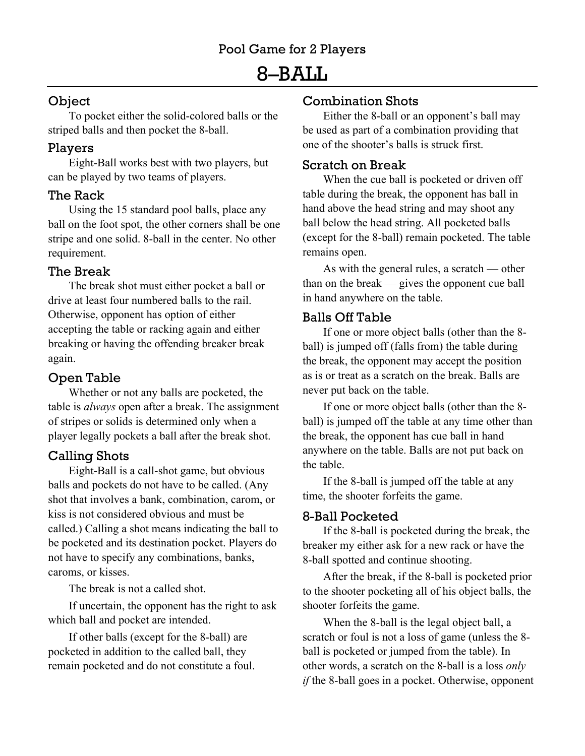Pool Game for 2 Players

# 8–BALL

## Object

To pocket either the solid-colored balls or the striped balls and then pocket the 8-ball.

## Players

Eight-Ball works best with two players, but can be played by two teams of players.

## The Rack

Using the 15 standard pool balls, place any ball on the foot spot, the other corners shall be one stripe and one solid. 8-ball in the center. No other requirement.

## The Break

The break shot must either pocket a ball or drive at least four numbered balls to the rail. Otherwise, opponent has option of either accepting the table or racking again and either breaking or having the offending breaker break again.

## Open Table

Whether or not any balls are pocketed, the table is *always* open after a break. The assignment of stripes or solids is determined only when a player legally pockets a ball after the break shot.

## Calling Shots

Eight-Ball is a call-shot game, but obvious balls and pockets do not have to be called. (Any shot that involves a bank, combination, carom, or kiss is not considered obvious and must be called.) Calling a shot means indicating the ball to be pocketed and its destination pocket. Players do not have to specify any combinations, banks, caroms, or kisses.

The break is not a called shot.

If uncertain, the opponent has the right to ask which ball and pocket are intended.

If other balls (except for the 8-ball) are pocketed in addition to the called ball, they remain pocketed and do not constitute a foul.

## Combination Shots

Either the 8-ball or an opponent's ball may be used as part of a combination providing that one of the shooter's balls is struck first.

## Scratch on Break

When the cue ball is pocketed or driven off table during the break, the opponent has ball in hand above the head string and may shoot any ball below the head string. All pocketed balls (except for the 8-ball) remain pocketed. The table remains open.

As with the general rules, a scratch — other than on the break — gives the opponent cue ball in hand anywhere on the table.

## Balls Off Table

If one or more object balls (other than the 8-ball) is jumped off (falls from) the table during the break, the opponent may accept the position as is or treat as a scratch on the break. Balls are never put back on the table.

If one or more object balls (other than the 8-ball) is jumped off the table at any time other than the break, the opponent has cue ball in hand anywhere on the table. Balls are not put back on the table.

If the 8-ball is jumped off the table at any time, the shooter forfeits the game.

## 8-Ball Pocketed

If the 8-ball is pocketed during the break, the breaker my either ask for a new rack or have the 8-ball spotted and continue shooting.

After the break, if the 8-ball is pocketed prior to the shooter pocketing all of his object balls, the shooter forfeits the game.

When the 8-ball is the legal object ball, a scratch or foul is not a loss of game (unless the 8-ball is pocketed or jumped from the table). In other words, a scratch on the 8-ball is a loss *only if* the 8-ball goes in a pocket. Otherwise, opponent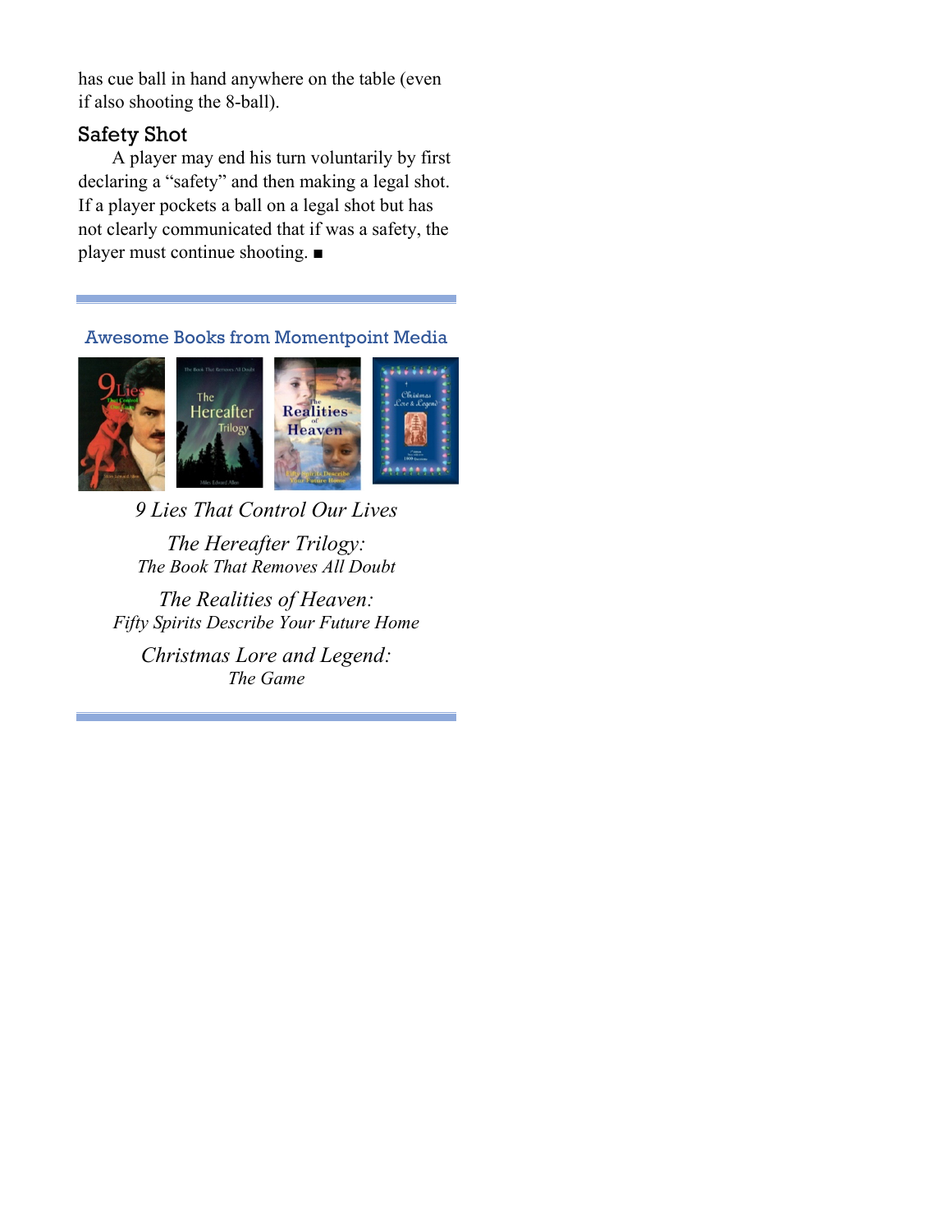has cue ball in hand anywhere on the table (even if also shooting the 8-ball).

## Safety Shot

A player may end his turn voluntarily by first declaring a "safety" and then making a legal shot. If a player pockets a ball on a legal shot but has not clearly communicated that if was a safety, the player must continue shooting. ■

---

### Awesome Books from Momentpoint Media

*9 Lies That Control Our Lives*

*The Hereafter Trilogy:*
*The Book That Removes All Doubt*

*The Realities of Heaven:*
*Fifty Spirits Describe Your Future Home*

*Christmas Lore and Legend:*
*The Game*

---